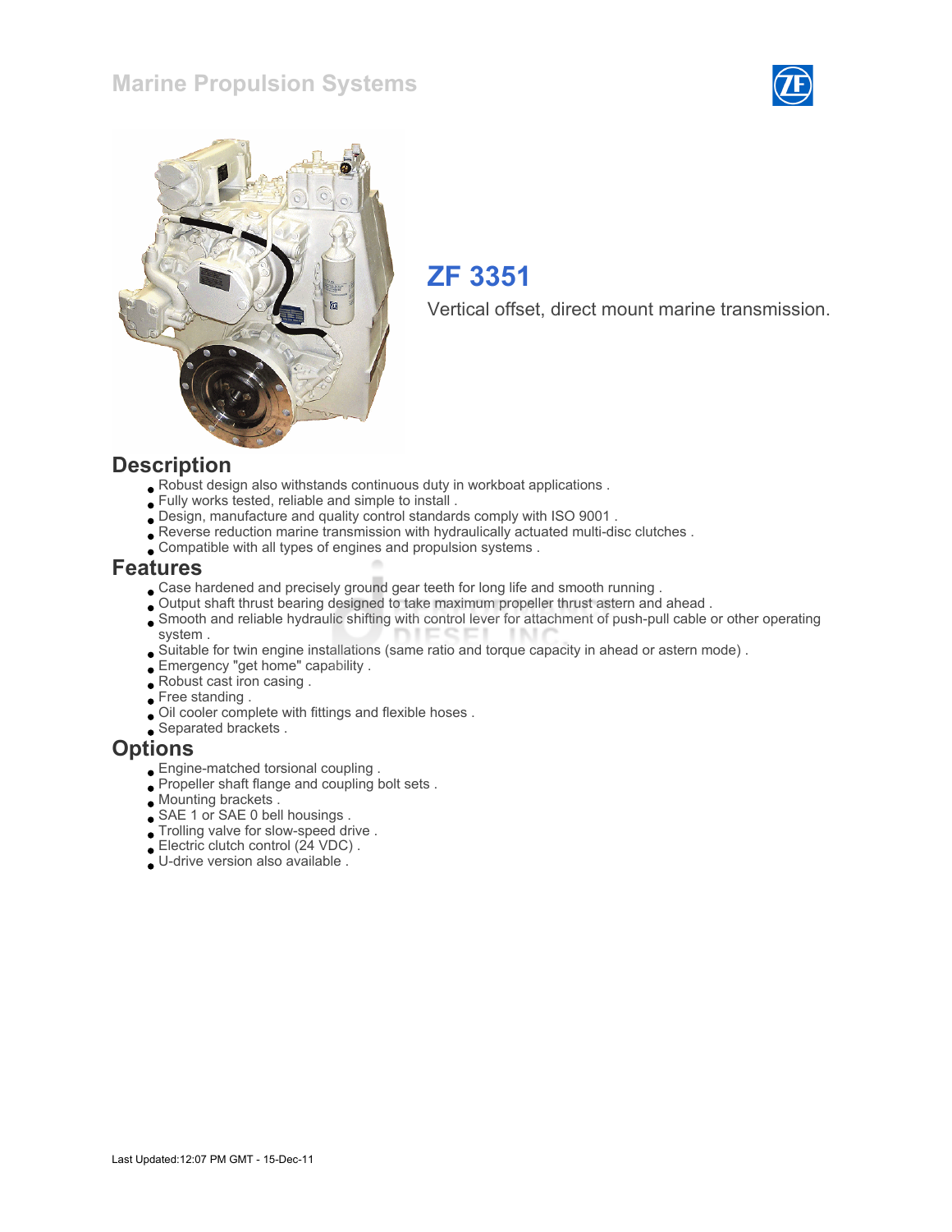# Marine Propulsion Systems

## ZF 3351

Vertical offset, direct mount marine transmission.

## Description

- Robust design also withstands continuous duty in workboat applications .
- Fully works tested, reliable and simple to install .
- Design, manufacture and quality control standards comply with ISO 9001 .
- Reverse reduction marine transmission with hydraulically actuated multi-disc clutches .
- Compatible with all types of engines and propulsion systems .

## Features

- Case hardened and precisely ground gear teeth for long life and smooth running .
- Output shaft thrust bearing designed to take maximum propeller thrust astern and ahead .
- Smooth and reliable hydraulic shifting with control lever for attachment of push-pull cable or other operating system .
- Suitable for twin engine installations (same ratio and torque capacity in ahead or astern mode) .
- Emergency "get home" capability .
- Robust cast iron casing .
- Free standing .
- Oil cooler complete with fittings and flexible hoses .
- Separated brackets .

## Options

- Engine-matched torsional coupling .
- Propeller shaft flange and coupling bolt sets .
- Mounting brackets .
- SAE 1 or SAE 0 bell housings .
- Trolling valve for slow-speed drive .
- Electric clutch control (24 VDC) .
- U-drive version also available .

Last Updated:12:07 PM GMT - 15-Dec-11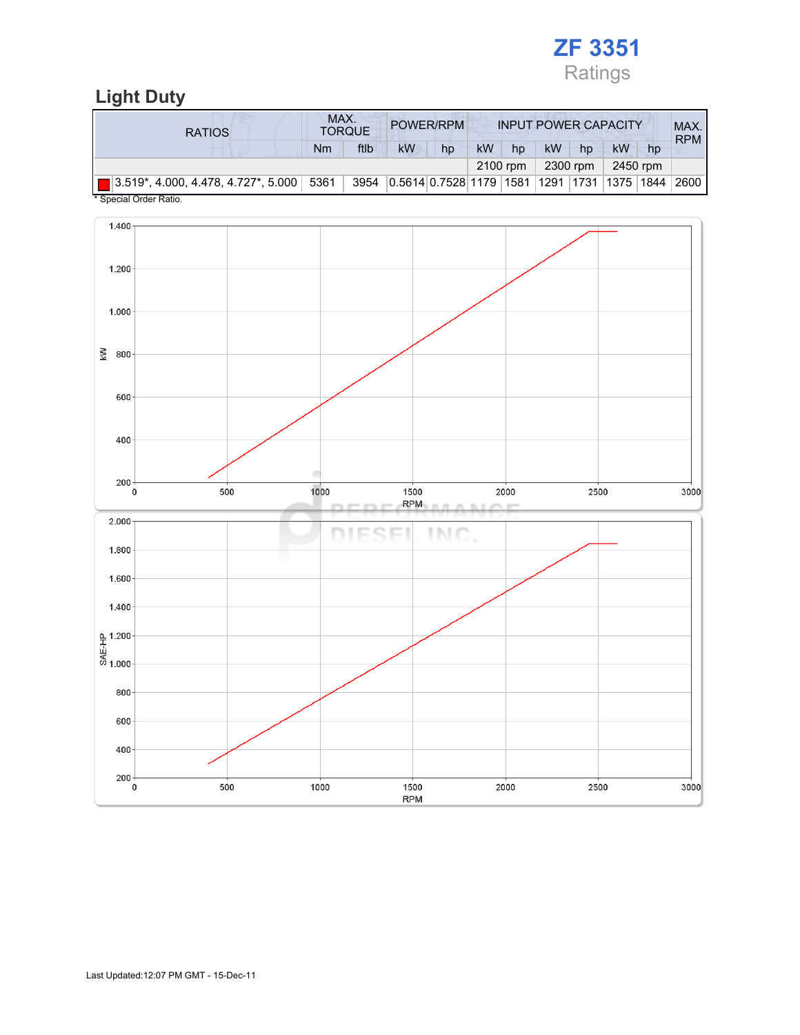# ZF 3351

Ratings

## Light Duty

| RATIOS | MAX. TORQUE | | POWER/RPM | | INPUT POWER CAPACITY | | | | | | MAX. RPM |
|---|---|---|---|---|---|---|---|---|---|---|---|
| | Nm | ftlb | kW | hp | kW | hp | kW | hp | kW | hp | |
| | | | | | 2100 rpm | | 2300 rpm | | 2450 rpm | | |
| 3.519*, 4.000, 4.478, 4.727*, 5.000 | 5361 | 3954 | 0.5614 | 0.7528 | 1179 | 1581 | 1291 | 1731 | 1375 | 1844 | 2600 |

* Special Order Ratio.

kW
1.400
1.200
1.000
800
600
400
200
0
500
1000
1500
2000
2500
3000
RPM

SAE-HP
2.000
1.800
1.600
1.400
1.200
1.000
800
600
400
200
0
500
1000
1500
2000
2500
3000
RPM

Last Updated:12:07 PM GMT - 15-Dec-11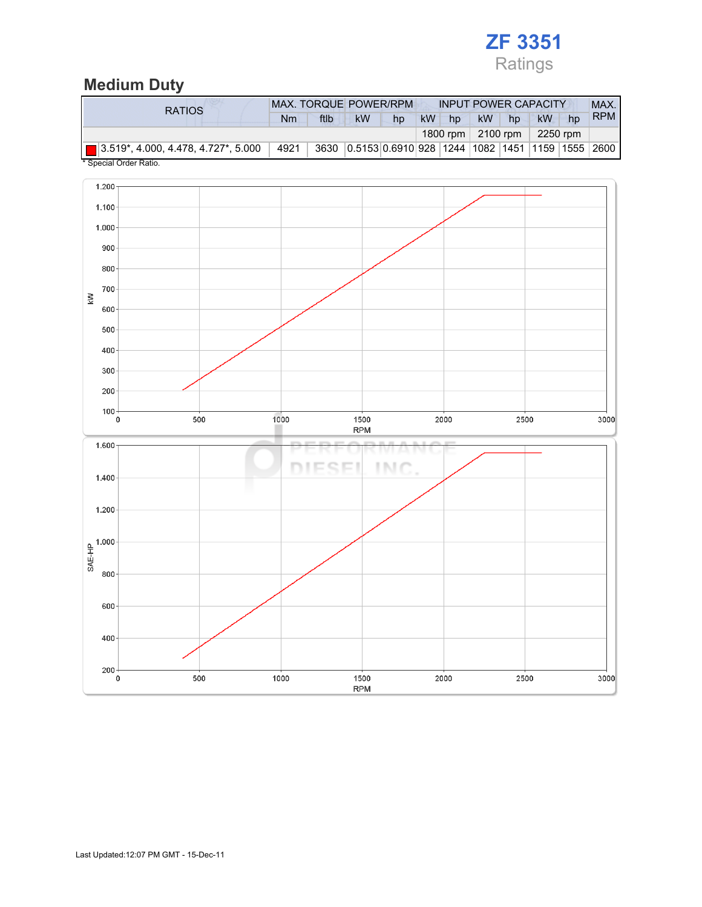# ZF 3351

Ratings

## Medium Duty

| RATIOS | MAX. TORQUE | | POWER/RPM | | INPUT POWER CAPACITY | | | | | | MAX. RPM |
|---|---|---|---|---|---|---|---|---|---|---|---|
| | Nm | ftlb | kW | hp | kW | hp | kW | hp | kW | hp | |
| | | | | | 1800 rpm | | 2100 rpm | | 2250 rpm | | |
| 3.519*, 4.000, 4.478, 4.727*, 5.000 | 4921 | 3630 | 0.5153 | 0.6910 | 928 | 1244 | 1082 | 1451 | 1159 | 1555 | 2600 |

* Special Order Ratio.

1.200
1.100
1.000
900
800
700
600
500
400
300
200
100
kW
0
500
1000
1500
2000
2500
3000
RPM

1.600
1.400
1.200
1.000
800
600
400
200
SAE-HP
0
500
1000
1500
2000
2500
3000
RPM

Last Updated:12:07 PM GMT - 15-Dec-11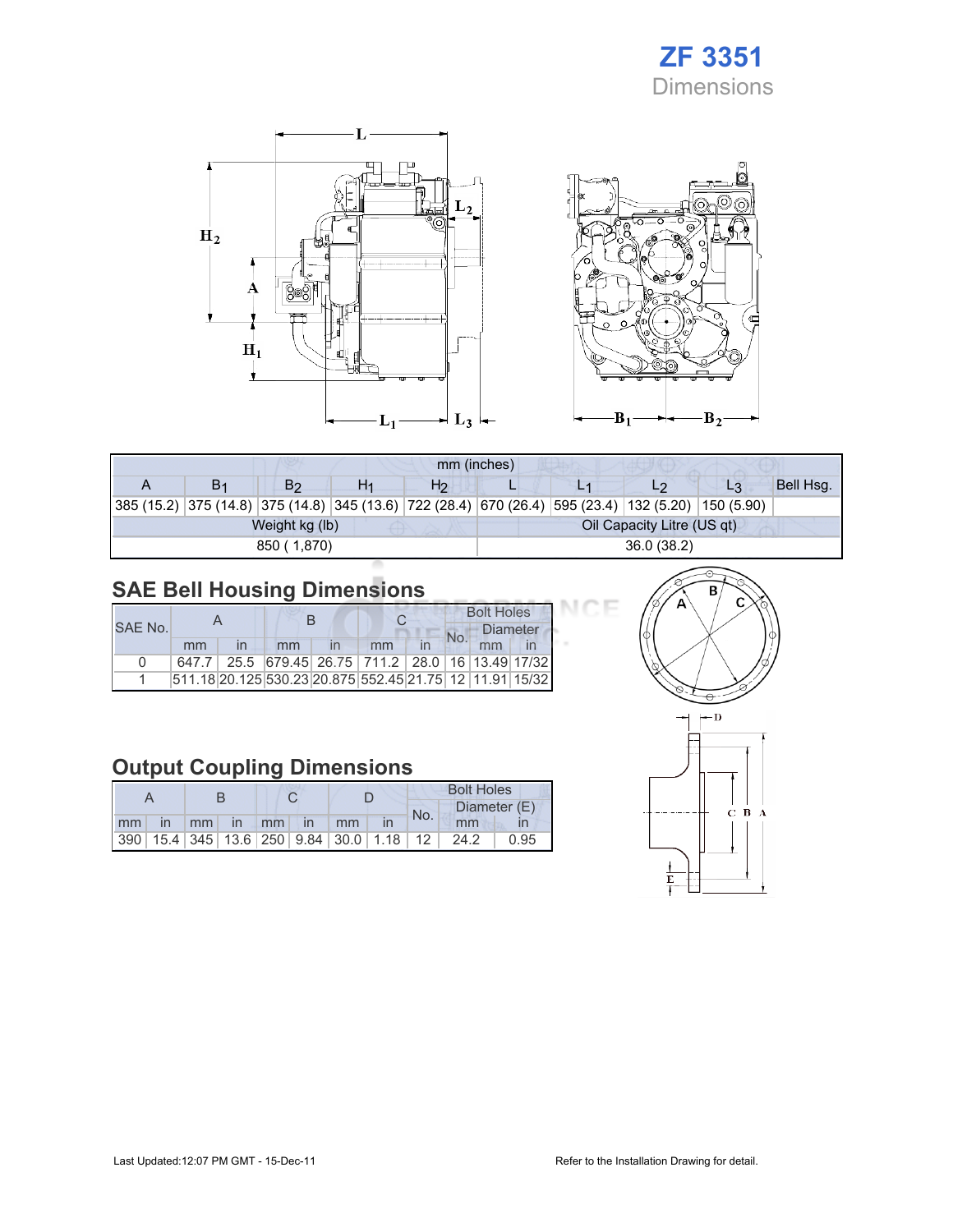# ZF 3351
## Dimensions

L
$H_2$
A
$H_1$
$L_2$
$L_1$
$L_3$
$B_1$
$B_2$

| mm (inches) | | | | | | | | | |
|---|---|---|---|---|---|---|---|---|---|
| A | $B_1$ | $B_2$ | $H_1$ | $H_2$ | L | $L_1$ | $L_2$ | $L_3$ | Bell Hsg. |
| 385 (15.2) | 375 (14.8) | 375 (14.8) | 345 (13.6) | 722 (28.4) | 670 (26.4) | 595 (23.4) | 132 (5.20) | 150 (5.90) | |
| Weight kg (lb) | | | | | Oil Capacity Litre (US qt) | | | | |
| 850 ( 1,870) | | | | | 36.0 (38.2) | | | | |

## SAE Bell Housing Dimensions

| SAE No. | A | | B | | C | | Bolt Holes | | |
|---|---|---|---|---|---|---|---|---|---|
| | | | | | | | No. | Diameter | |
| | mm | in | mm | in | mm | in | | mm | in |
| 0 | 647.7 | 25.5 | 679.45 | 26.75 | 711.2 | 28.0 | 16 | 13.49 | 17/32 |
| 1 | 511.18 | 20.125 | 530.23 | 20.875 | 552.45 | 21.75 | 12 | 11.91 | 15/32 |

A B C

D

C B A

E

## Output Coupling Dimensions

| A | | B | | C | | D | | Bolt Holes | | |
|---|---|---|---|---|---|---|---|---|---|---|
| | | | | | | | | No. | Diameter (E) | |
| mm | in | mm | in | mm | in | mm | in | | mm | in |
| 390 | 15.4 | 345 | 13.6 | 250 | 9.84 | 30.0 | 1.18 | 12 | 24.2 | 0.95 |

Last Updated:12:07 PM GMT - 15-Dec-11

Refer to the Installation Drawing for detail.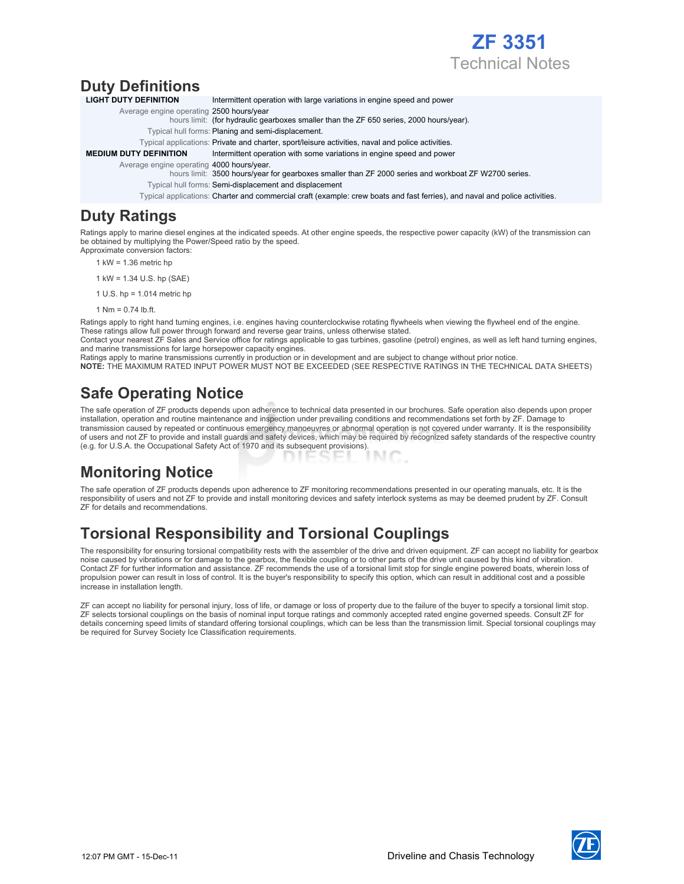# ZF 3351

Technical Notes

## Duty Definitions

| | |
|---|---|
| **LIGHT DUTY DEFINITION** | Intermittent operation with large variations in engine speed and power |
| Average engine operating hours limit: | 2500 hours/year (for hydraulic gearboxes smaller than the ZF 650 series, 2000 hours/year). |
| Typical hull forms: | Planing and semi-displacement. |
| Typical applications: | Private and charter, sport/leisure activities, naval and police activities. |
| **MEDIUM DUTY DEFINITION** | Intermittent operation with some variations in engine speed and power |
| Average engine operating hours limit: | 4000 hours/year. 3500 hours/year for gearboxes smaller than ZF 2000 series and workboat ZF W2700 series. |
| Typical hull forms: | Semi-displacement and displacement |
| Typical applications: | Charter and commercial craft (example: crew boats and fast ferries), and naval and police activities. |

## Duty Ratings

Ratings apply to marine diesel engines at the indicated speeds. At other engine speeds, the respective power capacity (kW) of the transmission can be obtained by multiplying the Power/Speed ratio by the speed.
Approximate conversion factors:

1 kW = 1.36 metric hp

1 kW = 1.34 U.S. hp (SAE)

1 U.S. hp = 1.014 metric hp

1 Nm = 0.74 lb.ft.

Ratings apply to right hand turning engines, i.e. engines having counterclockwise rotating flywheels when viewing the flywheel end of the engine. These ratings allow full power through forward and reverse gear trains, unless otherwise stated.
Contact your nearest ZF Sales and Service office for ratings applicable to gas turbines, gasoline (petrol) engines, as well as left hand turning engines, and marine transmissions for large horsepower capacity engines.
Ratings apply to marine transmissions currently in production or in development and are subject to change without prior notice.
**NOTE:** THE MAXIMUM RATED INPUT POWER MUST NOT BE EXCEEDED (SEE RESPECTIVE RATINGS IN THE TECHNICAL DATA SHEETS)

## Safe Operating Notice

The safe operation of ZF products depends upon adherence to technical data presented in our brochures. Safe operation also depends upon proper installation, operation and routine maintenance and inspection under prevailing conditions and recommendations set forth by ZF. Damage to transmission caused by repeated or continuous emergency manoeuvres or abnormal operation is not covered under warranty. It is the responsibility of users and not ZF to provide and install guards and safety devices, which may be required by recognized safety standards of the respective country (e.g. for U.S.A. the Occupational Safety Act of 1970 and its subsequent provisions).

## Monitoring Notice

The safe operation of ZF products depends upon adherence to ZF monitoring recommendations presented in our operating manuals, etc. It is the responsibility of users and not ZF to provide and install monitoring devices and safety interlock systems as may be deemed prudent by ZF. Consult ZF for details and recommendations.

## Torsional Responsibility and Torsional Couplings

The responsibility for ensuring torsional compatibility rests with the assembler of the drive and driven equipment. ZF can accept no liability for gearbox noise caused by vibrations or for damage to the gearbox, the flexible coupling or to other parts of the drive unit caused by this kind of vibration. Contact ZF for further information and assistance. ZF recommends the use of a torsional limit stop for single engine powered boats, wherein loss of propulsion power can result in loss of control. It is the buyer's responsibility to specify this option, which can result in additional cost and a possible increase in installation length.

ZF can accept no liability for personal injury, loss of life, or damage or loss of property due to the failure of the buyer to specify a torsional limit stop. ZF selects torsional couplings on the basis of nominal input torque ratings and commonly accepted rated engine governed speeds. Consult ZF for details concerning speed limits of standard offering torsional couplings, which can be less than the transmission limit. Special torsional couplings may be required for Survey Society Ice Classification requirements.

12:07 PM GMT - 15-Dec-11

Driveline and Chasis Technology